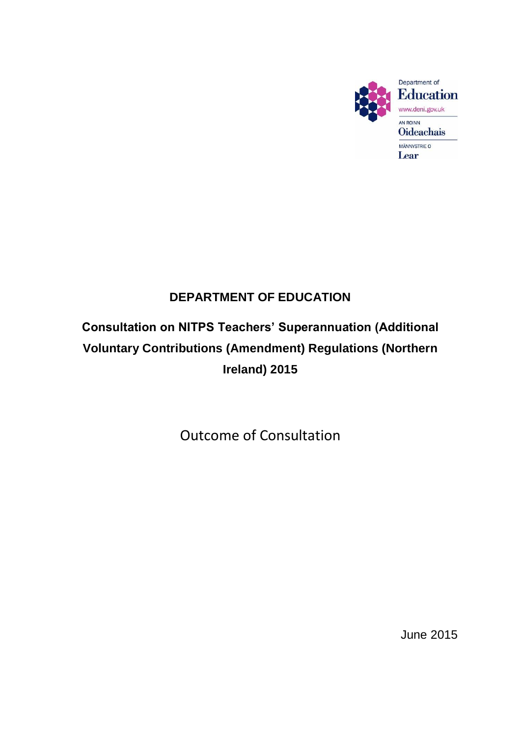Department of
Education
www.deni.gov.uk
AN ROINN
Oideachais
MÄNNYSTRIE O
Lear

# DEPARTMENT OF EDUCATION

## Consultation on NITPS Teachers' Superannuation (Additional Voluntary Contributions (Amendment) Regulations (Northern Ireland) 2015

Outcome of Consultation

June 2015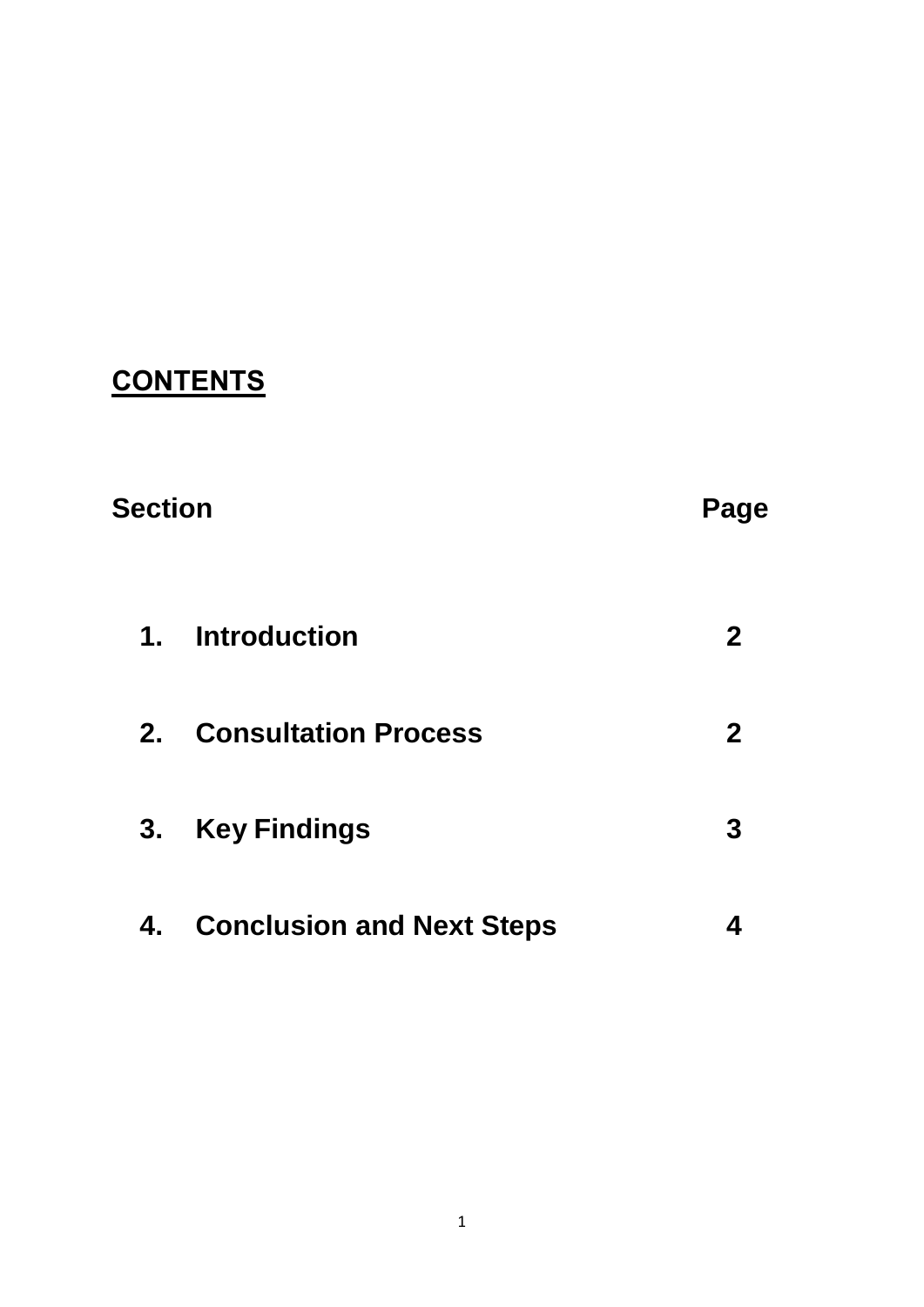## CONTENTS

| Section | | Page |
|---|---|---|
| 1. | Introduction | 2 |
| 2. | Consultation Process | 2 |
| 3. | Key Findings | 3 |
| 4. | Conclusion and Next Steps | 4 |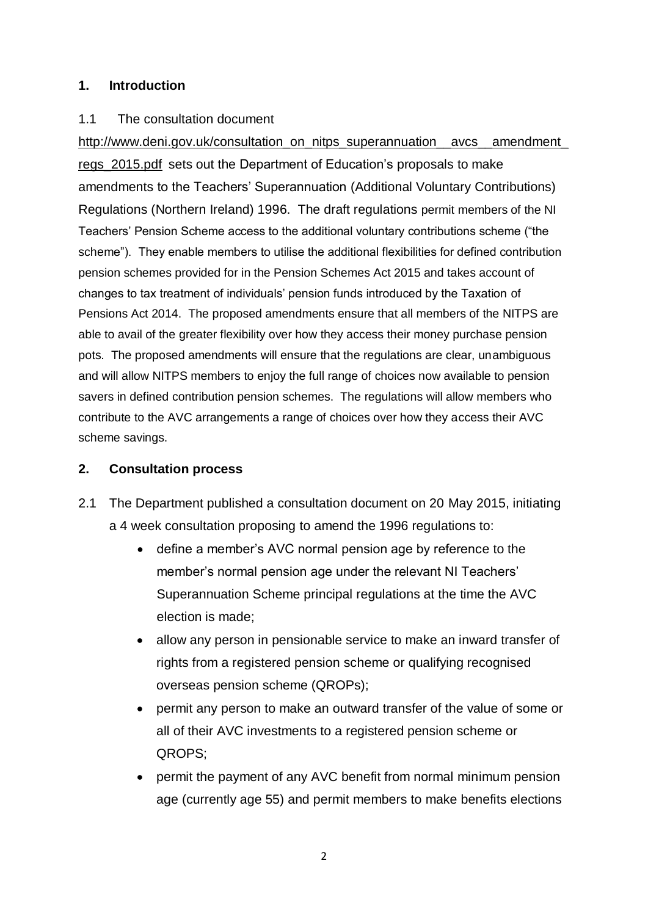## 1. Introduction

1.1 The consultation document http://www.deni.gov.uk/consultation_on_nitps_superannuation__avcs__amendment_regs_2015.pdf sets out the Department of Education's proposals to make amendments to the Teachers' Superannuation (Additional Voluntary Contributions) Regulations (Northern Ireland) 1996. The draft regulations permit members of the NI Teachers' Pension Scheme access to the additional voluntary contributions scheme ("the scheme"). They enable members to utilise the additional flexibilities for defined contribution pension schemes provided for in the Pension Schemes Act 2015 and takes account of changes to tax treatment of individuals' pension funds introduced by the Taxation of Pensions Act 2014. The proposed amendments ensure that all members of the NITPS are able to avail of the greater flexibility over how they access their money purchase pension pots. The proposed amendments will ensure that the regulations are clear, unambiguous and will allow NITPS members to enjoy the full range of choices now available to pension savers in defined contribution pension schemes. The regulations will allow members who contribute to the AVC arrangements a range of choices over how they access their AVC scheme savings.

## 2. Consultation process

2.1 The Department published a consultation document on 20 May 2015, initiating a 4 week consultation proposing to amend the 1996 regulations to:

- define a member's AVC normal pension age by reference to the member's normal pension age under the relevant NI Teachers' Superannuation Scheme principal regulations at the time the AVC election is made;
- allow any person in pensionable service to make an inward transfer of rights from a registered pension scheme or qualifying recognised overseas pension scheme (QROPs);
- permit any person to make an outward transfer of the value of some or all of their AVC investments to a registered pension scheme or QROPS;
- permit the payment of any AVC benefit from normal minimum pension age (currently age 55) and permit members to make benefits elections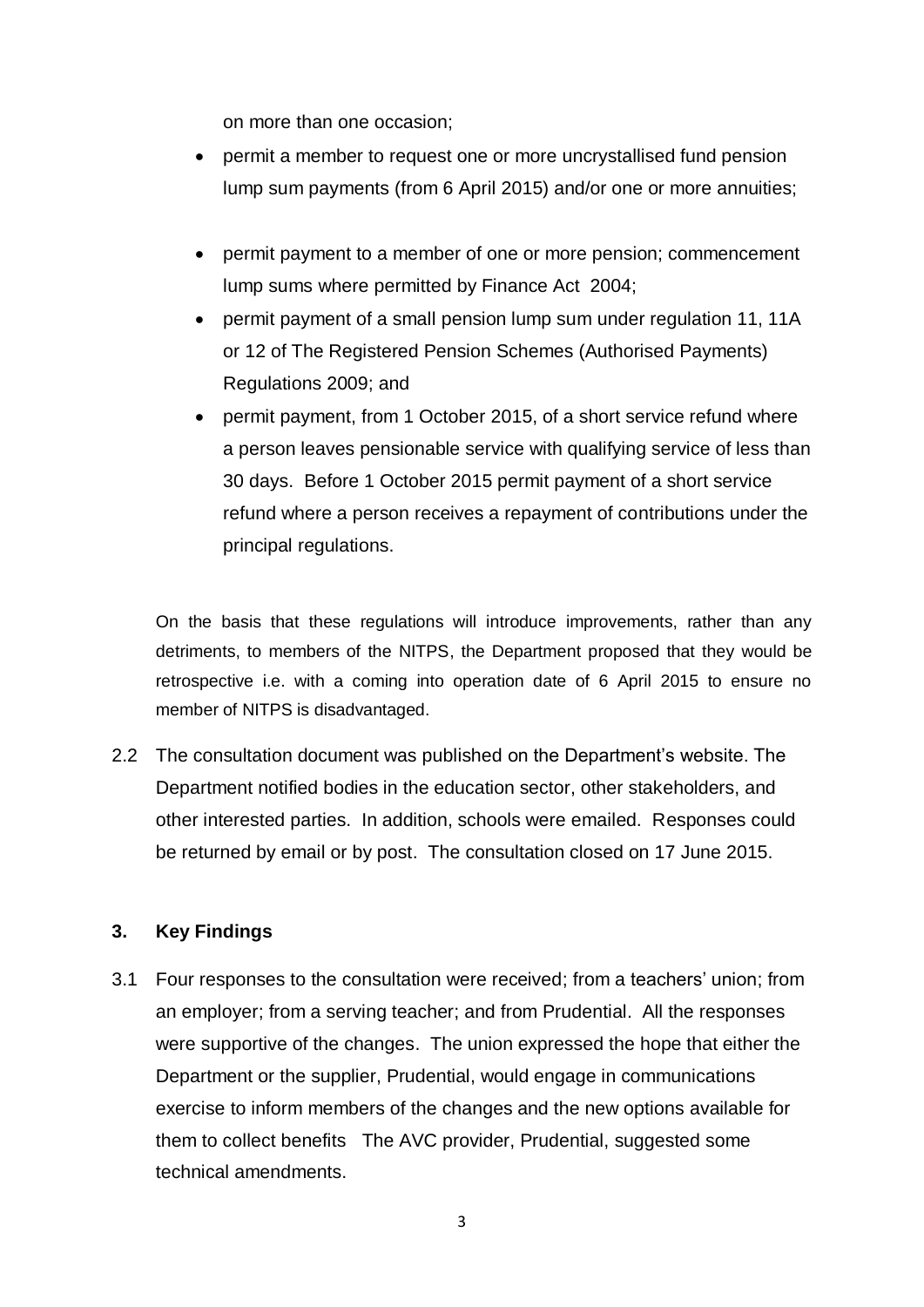on more than one occasion;

- permit a member to request one or more uncrystallised fund pension lump sum payments (from 6 April 2015) and/or one or more annuities;
- permit payment to a member of one or more pension; commencement lump sums where permitted by Finance Act 2004;
- permit payment of a small pension lump sum under regulation 11, 11A or 12 of The Registered Pension Schemes (Authorised Payments) Regulations 2009; and
- permit payment, from 1 October 2015, of a short service refund where a person leaves pensionable service with qualifying service of less than 30 days. Before 1 October 2015 permit payment of a short service refund where a person receives a repayment of contributions under the principal regulations.

On the basis that these regulations will introduce improvements, rather than any detriments, to members of the NITPS, the Department proposed that they would be retrospective i.e. with a coming into operation date of 6 April 2015 to ensure no member of NITPS is disadvantaged.

2.2 The consultation document was published on the Department's website. The Department notified bodies in the education sector, other stakeholders, and other interested parties. In addition, schools were emailed. Responses could be returned by email or by post. The consultation closed on 17 June 2015.

## 3. Key Findings

3.1 Four responses to the consultation were received; from a teachers' union; from an employer; from a serving teacher; and from Prudential. All the responses were supportive of the changes. The union expressed the hope that either the Department or the supplier, Prudential, would engage in communications exercise to inform members of the changes and the new options available for them to collect benefits The AVC provider, Prudential, suggested some technical amendments.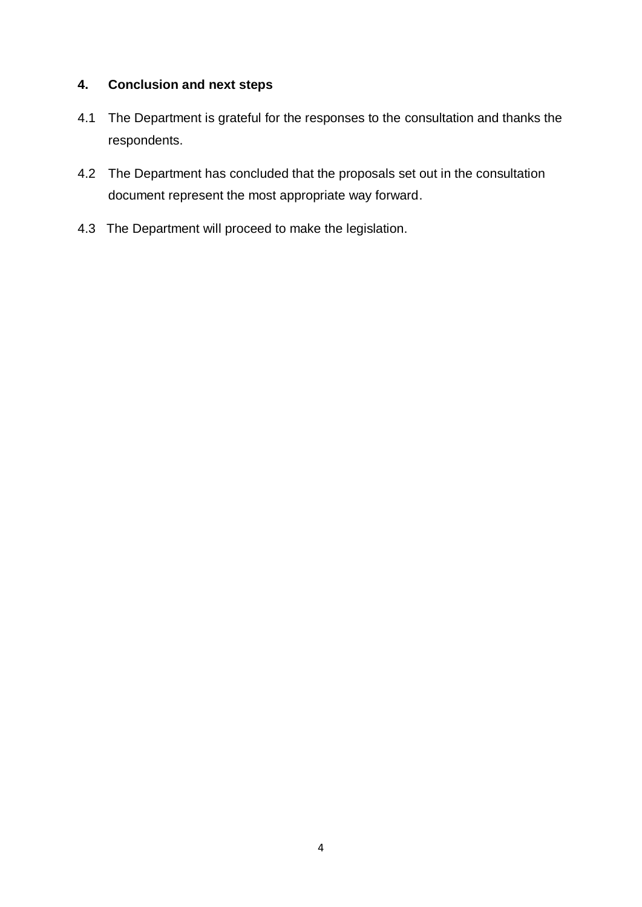## 4. Conclusion and next steps

4.1 The Department is grateful for the responses to the consultation and thanks the respondents.

4.2 The Department has concluded that the proposals set out in the consultation document represent the most appropriate way forward.

4.3 The Department will proceed to make the legislation.